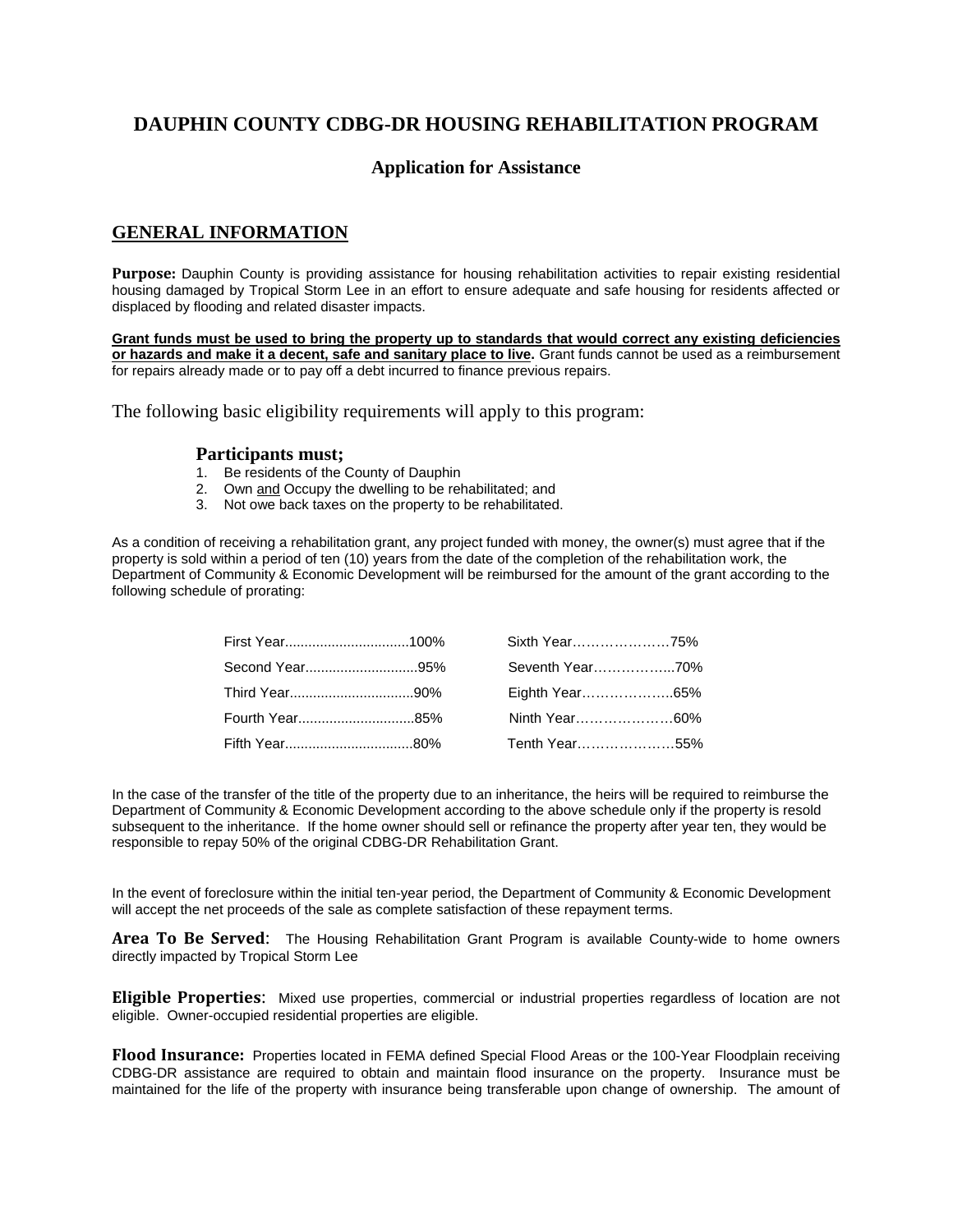# DAUPHIN COUNTY CDBG-DR HOUSING REHABILITATION PROGRAM

## Application for Assistance

## GENERAL INFORMATION

**Purpose:** Dauphin County is providing assistance for housing rehabilitation activities to repair existing residential housing damaged by Tropical Storm Lee in an effort to ensure adequate and safe housing for residents affected or displaced by flooding and related disaster impacts.

**Grant funds must be used to bring the property up to standards that would correct any existing deficiencies or hazards and make it a decent, safe and sanitary place to live.** Grant funds cannot be used as a reimbursement for repairs already made or to pay off a debt incurred to finance previous repairs.

The following basic eligibility requirements will apply to this program:

### Participants must;

1. Be residents of the County of Dauphin
2. Own and Occupy the dwelling to be rehabilitated; and
3. Not owe back taxes on the property to be rehabilitated.

As a condition of receiving a rehabilitation grant, any project funded with money, the owner(s) must agree that if the property is sold within a period of ten (10) years from the date of the completion of the rehabilitation work, the Department of Community & Economic Development will be reimbursed for the amount of the grant according to the following schedule of prorating:

| | | | |
|---|---|---|---|
| First Year | 100% | Sixth Year | 75% |
| Second Year | 95% | Seventh Year | 70% |
| Third Year | 90% | Eighth Year | 65% |
| Fourth Year | 85% | Ninth Year | 60% |
| Fifth Year | 80% | Tenth Year | 55% |

In the case of the transfer of the title of the property due to an inheritance, the heirs will be required to reimburse the Department of Community & Economic Development according to the above schedule only if the property is resold subsequent to the inheritance. If the home owner should sell or refinance the property after year ten, they would be responsible to repay 50% of the original CDBG-DR Rehabilitation Grant.

In the event of foreclosure within the initial ten-year period, the Department of Community & Economic Development will accept the net proceeds of the sale as complete satisfaction of these repayment terms.

**Area To Be Served**: The Housing Rehabilitation Grant Program is available County-wide to home owners directly impacted by Tropical Storm Lee

**Eligible Properties**: Mixed use properties, commercial or industrial properties regardless of location are not eligible. Owner-occupied residential properties are eligible.

**Flood Insurance:** Properties located in FEMA defined Special Flood Areas or the 100-Year Floodplain receiving CDBG-DR assistance are required to obtain and maintain flood insurance on the property. Insurance must be maintained for the life of the property with insurance being transferable upon change of ownership. The amount of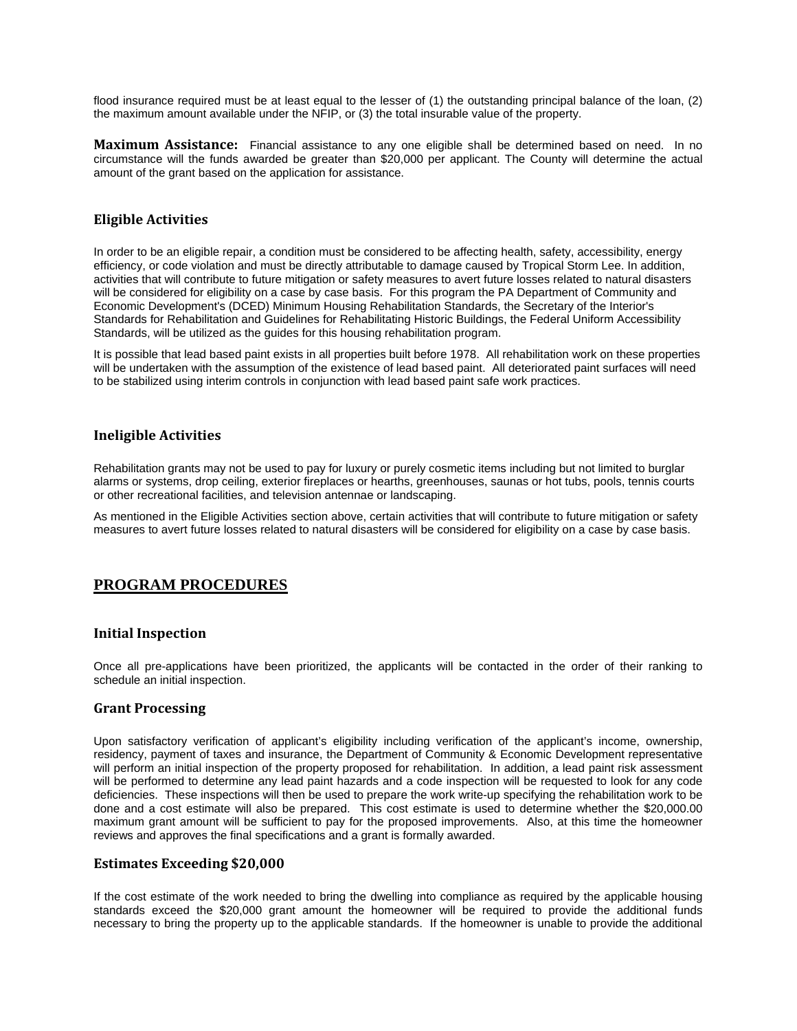flood insurance required must be at least equal to the lesser of (1) the outstanding principal balance of the loan, (2) the maximum amount available under the NFIP, or (3) the total insurable value of the property.

**Maximum Assistance:** Financial assistance to any one eligible shall be determined based on need. In no circumstance will the funds awarded be greater than $20,000 per applicant. The County will determine the actual amount of the grant based on the application for assistance.

### Eligible Activities

In order to be an eligible repair, a condition must be considered to be affecting health, safety, accessibility, energy efficiency, or code violation and must be directly attributable to damage caused by Tropical Storm Lee. In addition, activities that will contribute to future mitigation or safety measures to avert future losses related to natural disasters will be considered for eligibility on a case by case basis. For this program the PA Department of Community and Economic Development's (DCED) Minimum Housing Rehabilitation Standards, the Secretary of the Interior's Standards for Rehabilitation and Guidelines for Rehabilitating Historic Buildings, the Federal Uniform Accessibility Standards, will be utilized as the guides for this housing rehabilitation program.

It is possible that lead based paint exists in all properties built before 1978. All rehabilitation work on these properties will be undertaken with the assumption of the existence of lead based paint. All deteriorated paint surfaces will need to be stabilized using interim controls in conjunction with lead based paint safe work practices.

### Ineligible Activities

Rehabilitation grants may not be used to pay for luxury or purely cosmetic items including but not limited to burglar alarms or systems, drop ceiling, exterior fireplaces or hearths, greenhouses, saunas or hot tubs, pools, tennis courts or other recreational facilities, and television antennae or landscaping.

As mentioned in the Eligible Activities section above, certain activities that will contribute to future mitigation or safety measures to avert future losses related to natural disasters will be considered for eligibility on a case by case basis.

## PROGRAM PROCEDURES

### Initial Inspection

Once all pre-applications have been prioritized, the applicants will be contacted in the order of their ranking to schedule an initial inspection.

### Grant Processing

Upon satisfactory verification of applicant's eligibility including verification of the applicant's income, ownership, residency, payment of taxes and insurance, the Department of Community & Economic Development representative will perform an initial inspection of the property proposed for rehabilitation. In addition, a lead paint risk assessment will be performed to determine any lead paint hazards and a code inspection will be requested to look for any code deficiencies. These inspections will then be used to prepare the work write-up specifying the rehabilitation work to be done and a cost estimate will also be prepared. This cost estimate is used to determine whether the $20,000.00 maximum grant amount will be sufficient to pay for the proposed improvements. Also, at this time the homeowner reviews and approves the final specifications and a grant is formally awarded.

### Estimates Exceeding $20,000

If the cost estimate of the work needed to bring the dwelling into compliance as required by the applicable housing standards exceed the $20,000 grant amount the homeowner will be required to provide the additional funds necessary to bring the property up to the applicable standards. If the homeowner is unable to provide the additional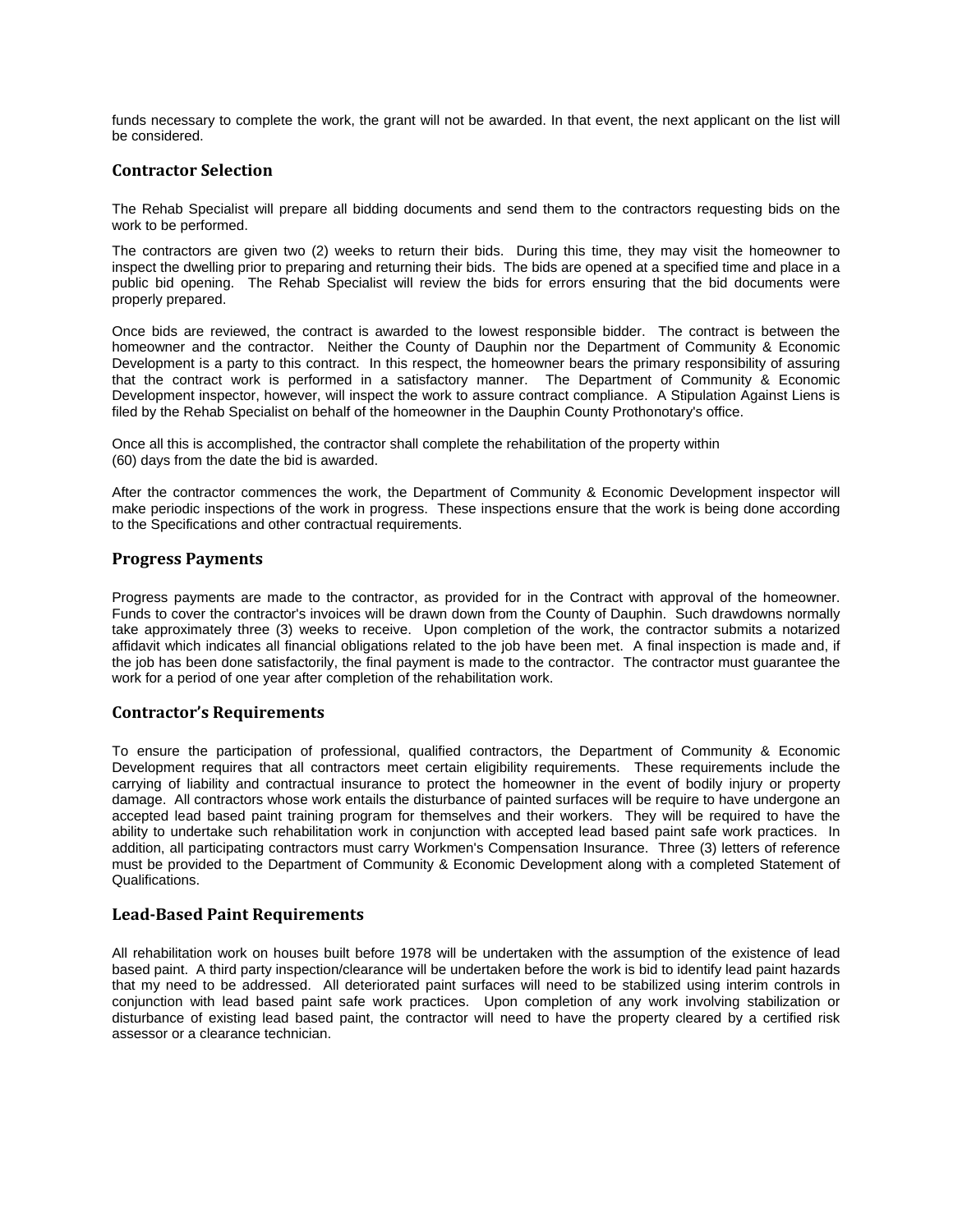funds necessary to complete the work, the grant will not be awarded. In that event, the next applicant on the list will be considered.

## Contractor Selection

The Rehab Specialist will prepare all bidding documents and send them to the contractors requesting bids on the work to be performed.

The contractors are given two (2) weeks to return their bids. During this time, they may visit the homeowner to inspect the dwelling prior to preparing and returning their bids. The bids are opened at a specified time and place in a public bid opening. The Rehab Specialist will review the bids for errors ensuring that the bid documents were properly prepared.

Once bids are reviewed, the contract is awarded to the lowest responsible bidder. The contract is between the homeowner and the contractor. Neither the County of Dauphin nor the Department of Community & Economic Development is a party to this contract. In this respect, the homeowner bears the primary responsibility of assuring that the contract work is performed in a satisfactory manner. The Department of Community & Economic Development inspector, however, will inspect the work to assure contract compliance. A Stipulation Against Liens is filed by the Rehab Specialist on behalf of the homeowner in the Dauphin County Prothonotary's office.

Once all this is accomplished, the contractor shall complete the rehabilitation of the property within (60) days from the date the bid is awarded.

After the contractor commences the work, the Department of Community & Economic Development inspector will make periodic inspections of the work in progress. These inspections ensure that the work is being done according to the Specifications and other contractual requirements.

## Progress Payments

Progress payments are made to the contractor, as provided for in the Contract with approval of the homeowner. Funds to cover the contractor's invoices will be drawn down from the County of Dauphin. Such drawdowns normally take approximately three (3) weeks to receive. Upon completion of the work, the contractor submits a notarized affidavit which indicates all financial obligations related to the job have been met. A final inspection is made and, if the job has been done satisfactorily, the final payment is made to the contractor. The contractor must guarantee the work for a period of one year after completion of the rehabilitation work.

## Contractor's Requirements

To ensure the participation of professional, qualified contractors, the Department of Community & Economic Development requires that all contractors meet certain eligibility requirements. These requirements include the carrying of liability and contractual insurance to protect the homeowner in the event of bodily injury or property damage. All contractors whose work entails the disturbance of painted surfaces will be require to have undergone an accepted lead based paint training program for themselves and their workers. They will be required to have the ability to undertake such rehabilitation work in conjunction with accepted lead based paint safe work practices. In addition, all participating contractors must carry Workmen's Compensation Insurance. Three (3) letters of reference must be provided to the Department of Community & Economic Development along with a completed Statement of Qualifications.

## Lead-Based Paint Requirements

All rehabilitation work on houses built before 1978 will be undertaken with the assumption of the existence of lead based paint. A third party inspection/clearance will be undertaken before the work is bid to identify lead paint hazards that my need to be addressed. All deteriorated paint surfaces will need to be stabilized using interim controls in conjunction with lead based paint safe work practices. Upon completion of any work involving stabilization or disturbance of existing lead based paint, the contractor will need to have the property cleared by a certified risk assessor or a clearance technician.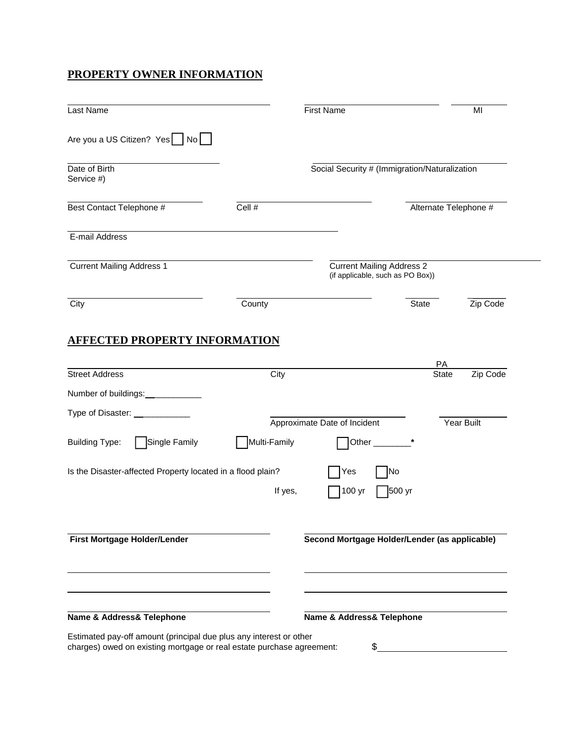## PROPERTY OWNER INFORMATION

Last Name ______________________ First Name ______________________ MI ______

Are you a US Citizen? Yes ☐ No ☐

Date of Birth ______________________ Social Security # (Immigration/Naturalization Service #) ______________________

Best Contact Telephone # ______________ Cell # ______________ Alternate Telephone # ______________

E-mail Address ______________________

Current Mailing Address 1 ______________________ Current Mailing Address 2 (if applicable, such as PO Box)) ______________________

City ______________ County ______________ State ______ Zip Code ______

## AFFECTED PROPERTY INFORMATION

Street Address ______________________ City ______________________ State PA Zip Code ______

Number of buildings:______________

Type of Disaster: ______________ Approximate Date of Incident ______________ Year Built ______________

Building Type: ☐ Single Family ☐ Multi-Family ☐ Other ________*

Is the Disaster-affected Property located in a flood plain? ☐ Yes ☐ No

If yes, ☐ 100 yr ☐ 500 yr

**First Mortgage Holder/Lender** ______________________

______________________

______________________

**Name & Address& Telephone** ______________________

**Second Mortgage Holder/Lender (as applicable)** ______________________

______________________

______________________

**Name & Address& Telephone** ______________________

Estimated pay-off amount (principal due plus any interest or other charges) owed on existing mortgage or real estate purchase agreement: $______________________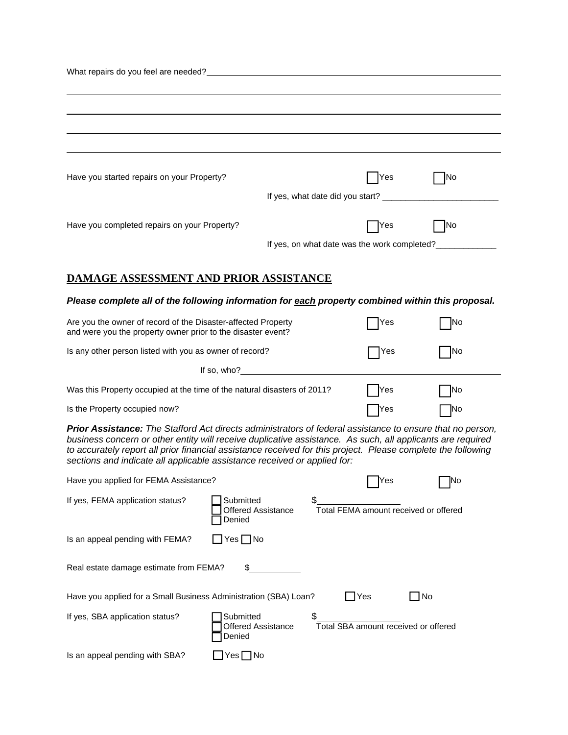What repairs do you feel are needed?____________________________________________

_______________________________________________________________________________

_______________________________________________________________________________

_______________________________________________________________________________

_______________________________________________________________________________

Have you started repairs on your Property? ☐ Yes ☐ No

If yes, what date did you start? ________________________

Have you completed repairs on your Property? ☐ Yes ☐ No

If yes, on what date was the work completed?_____________

## DAMAGE ASSESSMENT AND PRIOR ASSISTANCE

***Please complete all of the following information for each property combined within this proposal.***

Are you the owner of record of the Disaster-affected Property and were you the property owner prior to the disaster event? ☐ Yes ☐ No

Is any other person listed with you as owner of record? ☐ Yes ☐ No

If so, who?____________________________________________

Was this Property occupied at the time of the natural disasters of 2011? ☐ Yes ☐ No

Is the Property occupied now? ☐ Yes ☐ No

***Prior Assistance:*** *The Stafford Act directs administrators of federal assistance to ensure that no person, business concern or other entity will receive duplicative assistance. As such, all applicants are required to accurately report all prior financial assistance received for this project. Please complete the following sections and indicate all applicable assistance received or applied for:*

Have you applied for FEMA Assistance? ☐ Yes ☐ No

If yes, FEMA application status? ☐ Submitted ☐ Offered Assistance ☐ Denied $__________ Total FEMA amount received or offered

Is an appeal pending with FEMA? ☐ Yes ☐ No

Real estate damage estimate from FEMA? $__________

Have you applied for a Small Business Administration (SBA) Loan? ☐ Yes ☐ No

If yes, SBA application status? ☐ Submitted ☐ Offered Assistance ☐ Denied $__________ Total SBA amount received or offered

Is an appeal pending with SBA? ☐ Yes ☐ No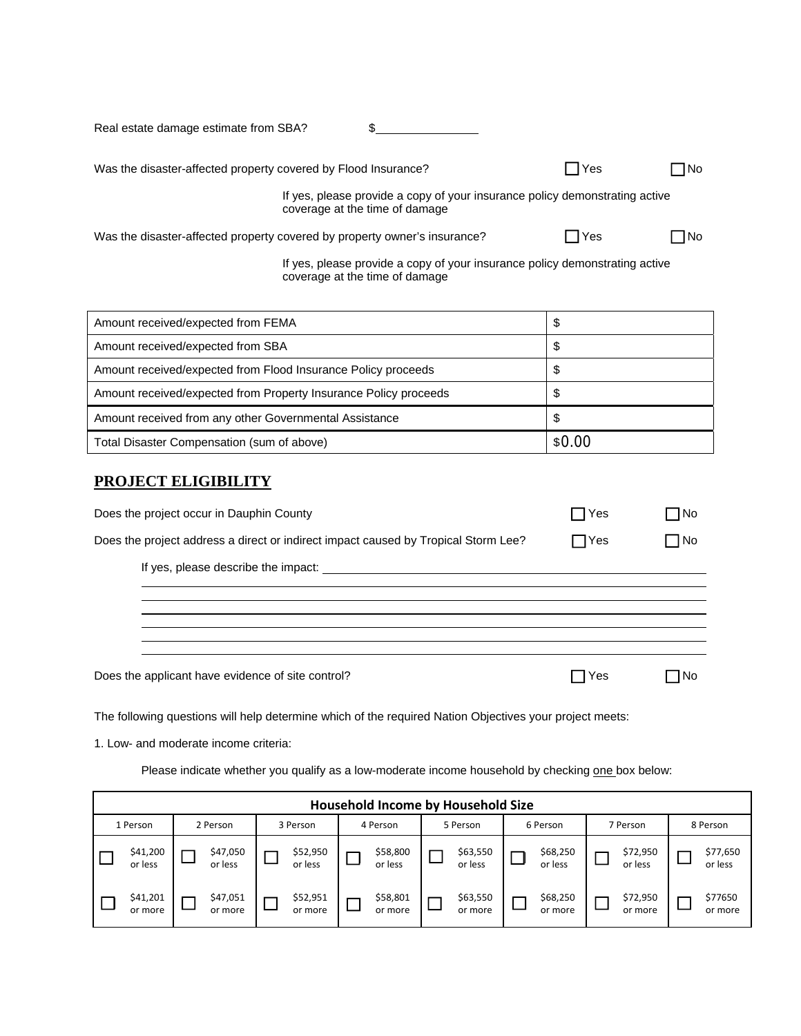Real estate damage estimate from SBA? $\_\_\_\_\_\_\_\_\_\_\_\_\_\_\_\_

Was the disaster-affected property covered by Flood Insurance? ☐ Yes ☐ No

If yes, please provide a copy of your insurance policy demonstrating active coverage at the time of damage

Was the disaster-affected property covered by property owner's insurance? ☐ Yes ☐ No

If yes, please provide a copy of your insurance policy demonstrating active coverage at the time of damage

| | |
|---|---|
| Amount received/expected from FEMA | $ |
| Amount received/expected from SBA | $ |
| Amount received/expected from Flood Insurance Policy proceeds | $ |
| Amount received/expected from Property Insurance Policy proceeds | $ |
| Amount received from any other Governmental Assistance | $ |
| Total Disaster Compensation (sum of above) | $0.00 |

## PROJECT ELIGIBILITY

Does the project occur in Dauphin County ☐ Yes ☐ No

Does the project address a direct or indirect impact caused by Tropical Storm Lee? ☐ Yes ☐ No

If yes, please describe the impact: \_\_\_\_\_\_\_\_\_\_\_\_\_\_\_\_\_\_\_\_\_\_\_\_\_\_\_\_\_\_\_\_\_\_\_\_\_\_\_\_

\_\_\_\_\_\_\_\_\_\_\_\_\_\_\_\_\_\_\_\_\_\_\_\_\_\_\_\_\_\_\_\_\_\_\_\_\_\_\_\_\_\_\_\_\_\_\_\_\_\_\_\_\_\_\_\_\_\_\_\_\_\_\_\_\_\_\_\_\_\_\_\_\_\_

\_\_\_\_\_\_\_\_\_\_\_\_\_\_\_\_\_\_\_\_\_\_\_\_\_\_\_\_\_\_\_\_\_\_\_\_\_\_\_\_\_\_\_\_\_\_\_\_\_\_\_\_\_\_\_\_\_\_\_\_\_\_\_\_\_\_\_\_\_\_\_\_\_\_

\_\_\_\_\_\_\_\_\_\_\_\_\_\_\_\_\_\_\_\_\_\_\_\_\_\_\_\_\_\_\_\_\_\_\_\_\_\_\_\_\_\_\_\_\_\_\_\_\_\_\_\_\_\_\_\_\_\_\_\_\_\_\_\_\_\_\_\_\_\_\_\_\_\_

\_\_\_\_\_\_\_\_\_\_\_\_\_\_\_\_\_\_\_\_\_\_\_\_\_\_\_\_\_\_\_\_\_\_\_\_\_\_\_\_\_\_\_\_\_\_\_\_\_\_\_\_\_\_\_\_\_\_\_\_\_\_\_\_\_\_\_\_\_\_\_\_\_\_

\_\_\_\_\_\_\_\_\_\_\_\_\_\_\_\_\_\_\_\_\_\_\_\_\_\_\_\_\_\_\_\_\_\_\_\_\_\_\_\_\_\_\_\_\_\_\_\_\_\_\_\_\_\_\_\_\_\_\_\_\_\_\_\_\_\_\_\_\_\_\_\_\_\_

\_\_\_\_\_\_\_\_\_\_\_\_\_\_\_\_\_\_\_\_\_\_\_\_\_\_\_\_\_\_\_\_\_\_\_\_\_\_\_\_\_\_\_\_\_\_\_\_\_\_\_\_\_\_\_\_\_\_\_\_\_\_\_\_\_\_\_\_\_\_\_\_\_\_

Does the applicant have evidence of site control? ☐ Yes ☐ No

The following questions will help determine which of the required Nation Objectives your project meets:

1. Low- and moderate income criteria:

Please indicate whether you qualify as a low-moderate income household by checking one box below:

| Household Income by Household Size | | | | | | | |
|---|---|---|---|---|---|---|---|
| 1 Person | 2 Person | 3 Person | 4 Person | 5 Person | 6 Person | 7 Person | 8 Person |
| ☐ $41,200 or less | ☐ $47,050 or less | ☐ $52,950 or less | ☐ $58,800 or less | ☐ $63,550 or less | ☐ $68,250 or less | ☐ $72,950 or less | ☐ $77,650 or less |
| ☐ $41,201 or more | ☐ $47,051 or more | ☐ $52,951 or more | ☐ $58,801 or more | ☐ $63,550 or more | ☐ $68,250 or more | ☐ $72,950 or more | ☐ $77650 or more |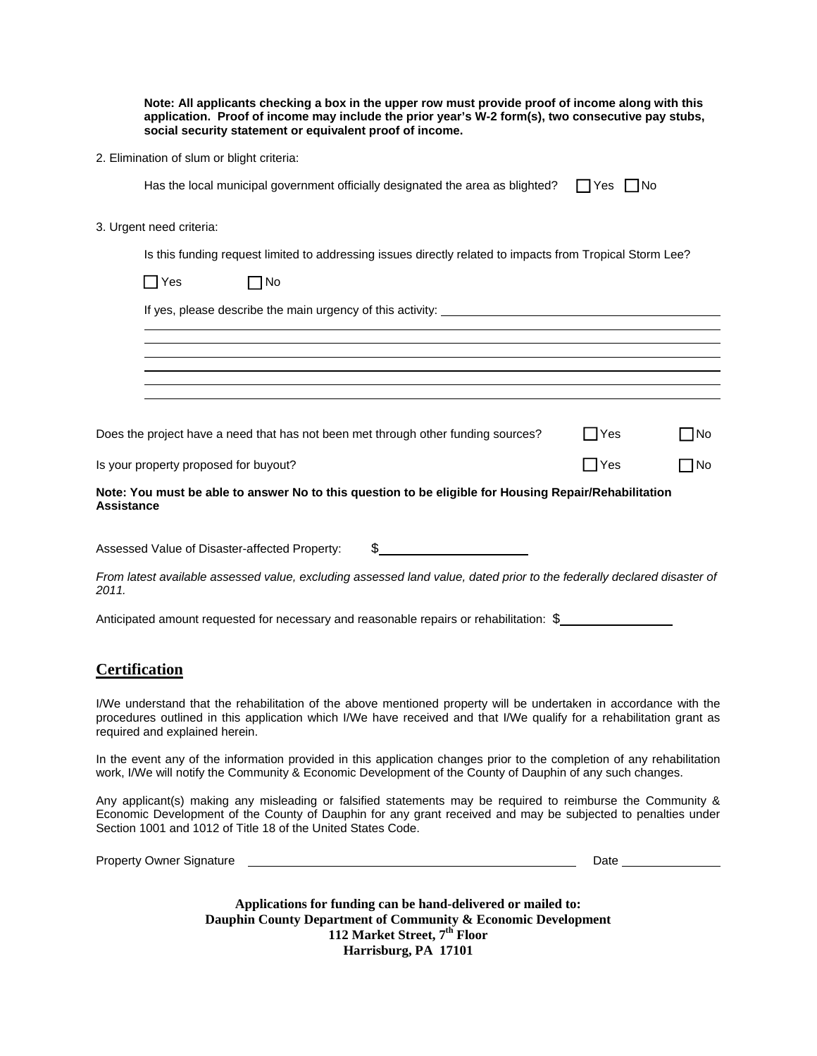**Note: All applicants checking a box in the upper row must provide proof of income along with this application. Proof of income may include the prior year's W-2 form(s), two consecutive pay stubs, social security statement or equivalent proof of income.**

2. Elimination of slum or blight criteria:

Has the local municipal government officially designated the area as blighted? ☐ Yes ☐ No

3. Urgent need criteria:

Is this funding request limited to addressing issues directly related to impacts from Tropical Storm Lee?

☐ Yes ☐ No

If yes, please describe the main urgency of this activity: ____________________________________________

______________________________________________________________________________

______________________________________________________________________________

______________________________________________________________________________

______________________________________________________________________________

______________________________________________________________________________

______________________________________________________________________________

Does the project have a need that has not been met through other funding sources? ☐ Yes ☐ No

Is your property proposed for buyout? ☐ Yes ☐ No

**Note: You must be able to answer No to this question to be eligible for Housing Repair/Rehabilitation Assistance**

Assessed Value of Disaster-affected Property: $____________________

*From latest available assessed value, excluding assessed land value, dated prior to the federally declared disaster of 2011.*

Anticipated amount requested for necessary and reasonable repairs or rehabilitation: $_______________

## Certification

I/We understand that the rehabilitation of the above mentioned property will be undertaken in accordance with the procedures outlined in this application which I/We have received and that I/We qualify for a rehabilitation grant as required and explained herein.

In the event any of the information provided in this application changes prior to the completion of any rehabilitation work, I/We will notify the Community & Economic Development of the County of Dauphin of any such changes.

Any applicant(s) making any misleading or falsified statements may be required to reimburse the Community & Economic Development of the County of Dauphin for any grant received and may be subjected to penalties under Section 1001 and 1012 of Title 18 of the United States Code.

Property Owner Signature ____________________________________________ Date ______________

**Applications for funding can be hand-delivered or mailed to:**
**Dauphin County Department of Community & Economic Development**
**112 Market Street, 7th Floor**
**Harrisburg, PA 17101**